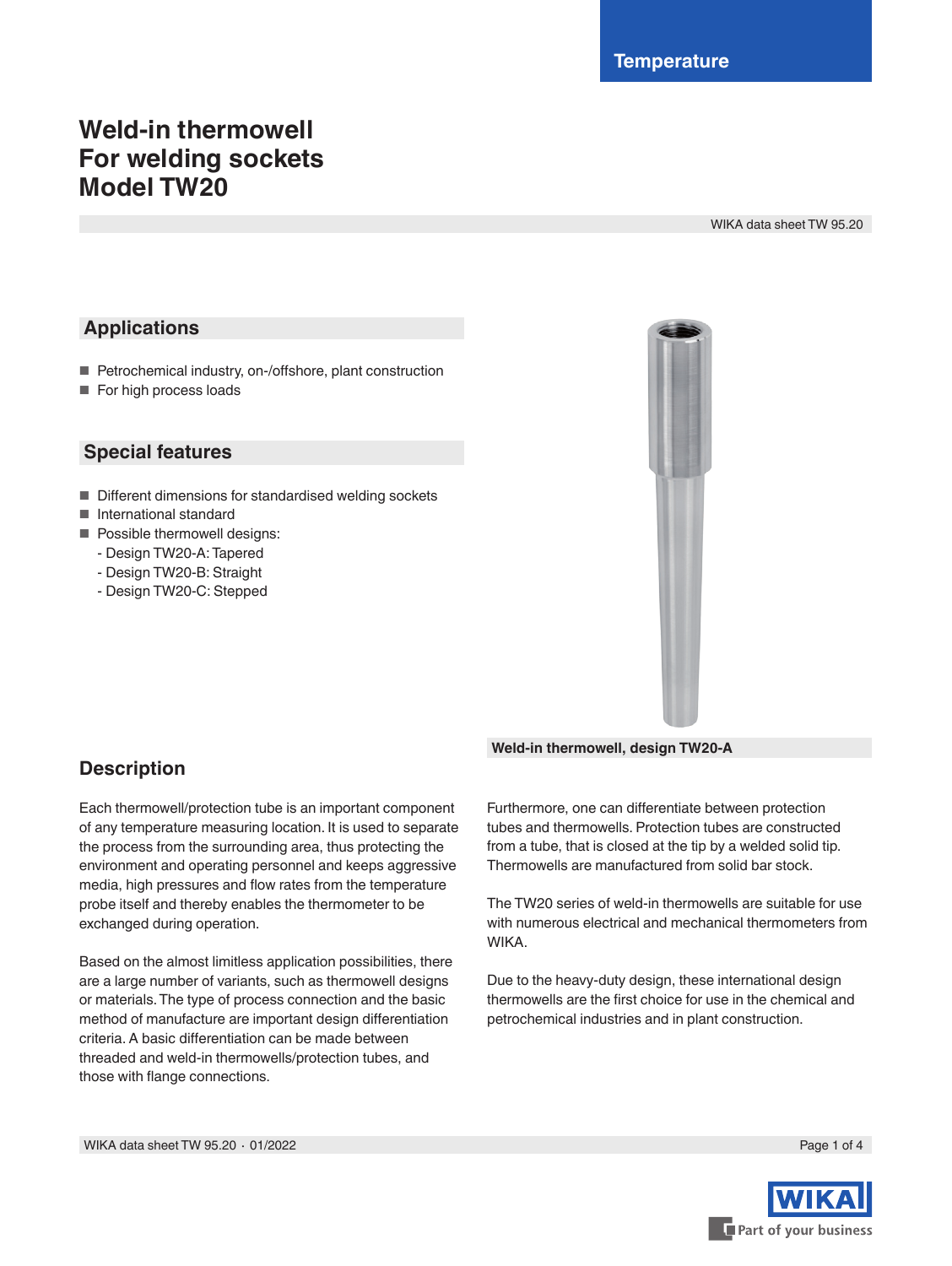Temperature

# Weld-in thermowell
# For welding sockets
# Model TW20

WIKA data sheet TW 95.20

## Applications

- Petrochemical industry, on-/offshore, plant construction
- For high process loads

## Special features

- Different dimensions for standardised welding sockets
- International standard
- Possible thermowell designs:
  - Design TW20-A: Tapered
  - Design TW20-B: Straight
  - Design TW20-C: Stepped

**Weld-in thermowell, design TW20-A**

## Description

Each thermowell/protection tube is an important component of any temperature measuring location. It is used to separate the process from the surrounding area, thus protecting the environment and operating personnel and keeps aggressive media, high pressures and flow rates from the temperature probe itself and thereby enables the thermometer to be exchanged during operation.

Based on the almost limitless application possibilities, there are a large number of variants, such as thermowell designs or materials. The type of process connection and the basic method of manufacture are important design differentiation criteria. A basic differentiation can be made between threaded and weld-in thermowells/protection tubes, and those with flange connections.

Furthermore, one can differentiate between protection tubes and thermowells. Protection tubes are constructed from a tube, that is closed at the tip by a welded solid tip. Thermowells are manufactured from solid bar stock.

The TW20 series of weld-in thermowells are suitable for use with numerous electrical and mechanical thermometers from WIKA.

Due to the heavy-duty design, these international design thermowells are the first choice for use in the chemical and petrochemical industries and in plant construction.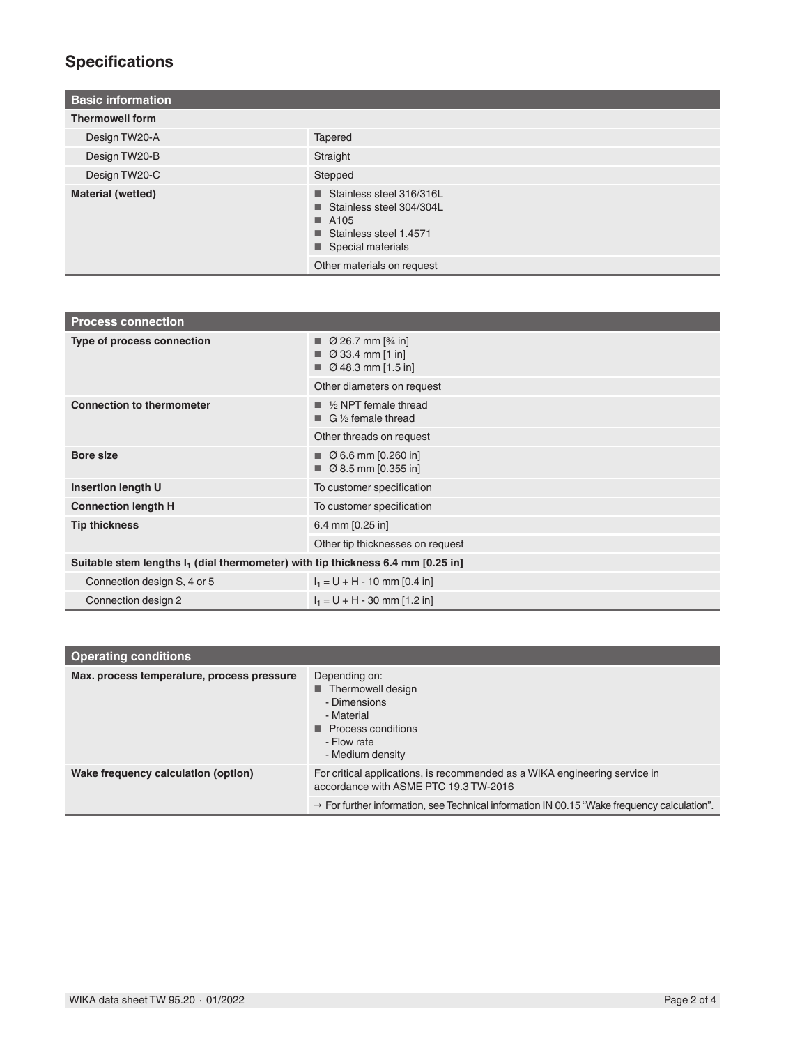## Specifications

| Basic information | |
|---|---|
| **Thermowell form** | |
| Design TW20-A | Tapered |
| Design TW20-B | Straight |
| Design TW20-C | Stepped |
| **Material (wetted)** | ■ Stainless steel 316/316L<br>■ Stainless steel 304/304L<br>■ A105<br>■ Stainless steel 1.4571<br>■ Special materials |
| | Other materials on request |

| Process connection | |
|---|---|
| **Type of process connection** | ■ Ø 26.7 mm [¾ in]<br>■ Ø 33.4 mm [1 in]<br>■ Ø 48.3 mm [1.5 in] |
| | Other diameters on request |
| **Connection to thermometer** | ■ ½ NPT female thread<br>■ G ½ female thread |
| | Other threads on request |
| **Bore size** | ■ Ø 6.6 mm [0.260 in]<br>■ Ø 8.5 mm [0.355 in] |
| **Insertion length U** | To customer specification |
| **Connection length H** | To customer specification |
| **Tip thickness** | 6.4 mm [0.25 in] |
| | Other tip thicknesses on request |
| **Suitable stem lengths $l_1$ (dial thermometer) with tip thickness 6.4 mm [0.25 in]** | |
| Connection design S, 4 or 5 | $l_1$ = U + H - 10 mm [0.4 in] |
| Connection design 2 | $l_1$ = U + H - 30 mm [1.2 in] |

| Operating conditions | |
|---|---|
| **Max. process temperature, process pressure** | Depending on:<br>■ Thermowell design<br>- Dimensions<br>- Material<br>■ Process conditions<br>- Flow rate<br>- Medium density |
| **Wake frequency calculation (option)** | For critical applications, is recommended as a WIKA engineering service in accordance with ASME PTC 19.3 TW-2016 |
| | → For further information, see Technical information IN 00.15 "Wake frequency calculation". |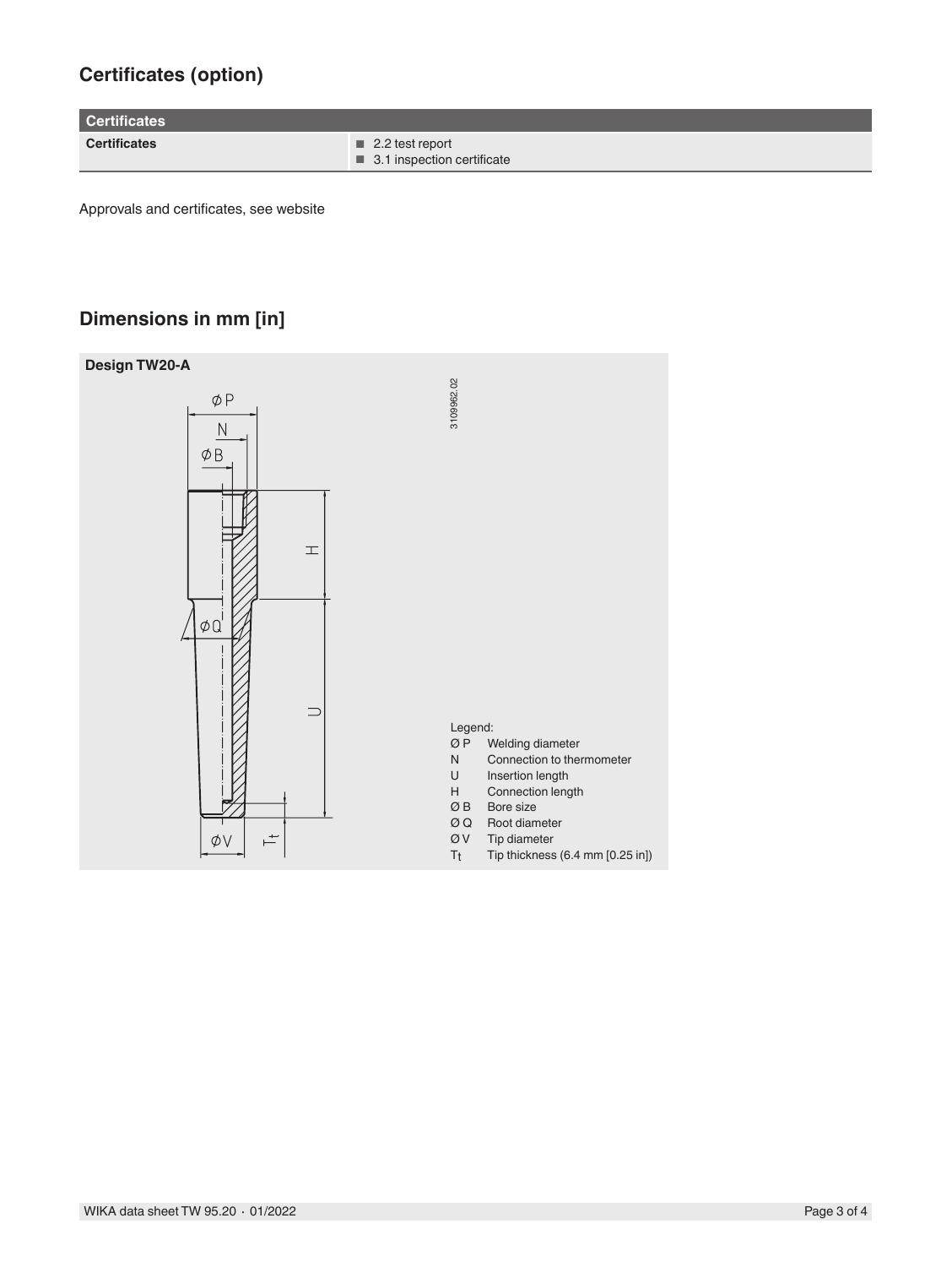## Certificates (option)

| Certificates | |
|---|---|
| **Certificates** | ■ 2.2 test report<br>■ 3.1 inspection certificate |

Approvals and certificates, see website

## Dimensions in mm [in]

**Design TW20-A**

3109962.02

Legend:

| | |
|---|---|
| Ø P | Welding diameter |
| N | Connection to thermometer |
| U | Insertion length |
| H | Connection length |
| Ø B | Bore size |
| Ø Q | Root diameter |
| Ø V | Tip diameter |
| $T_t$ | Tip thickness (6.4 mm [0.25 in]) |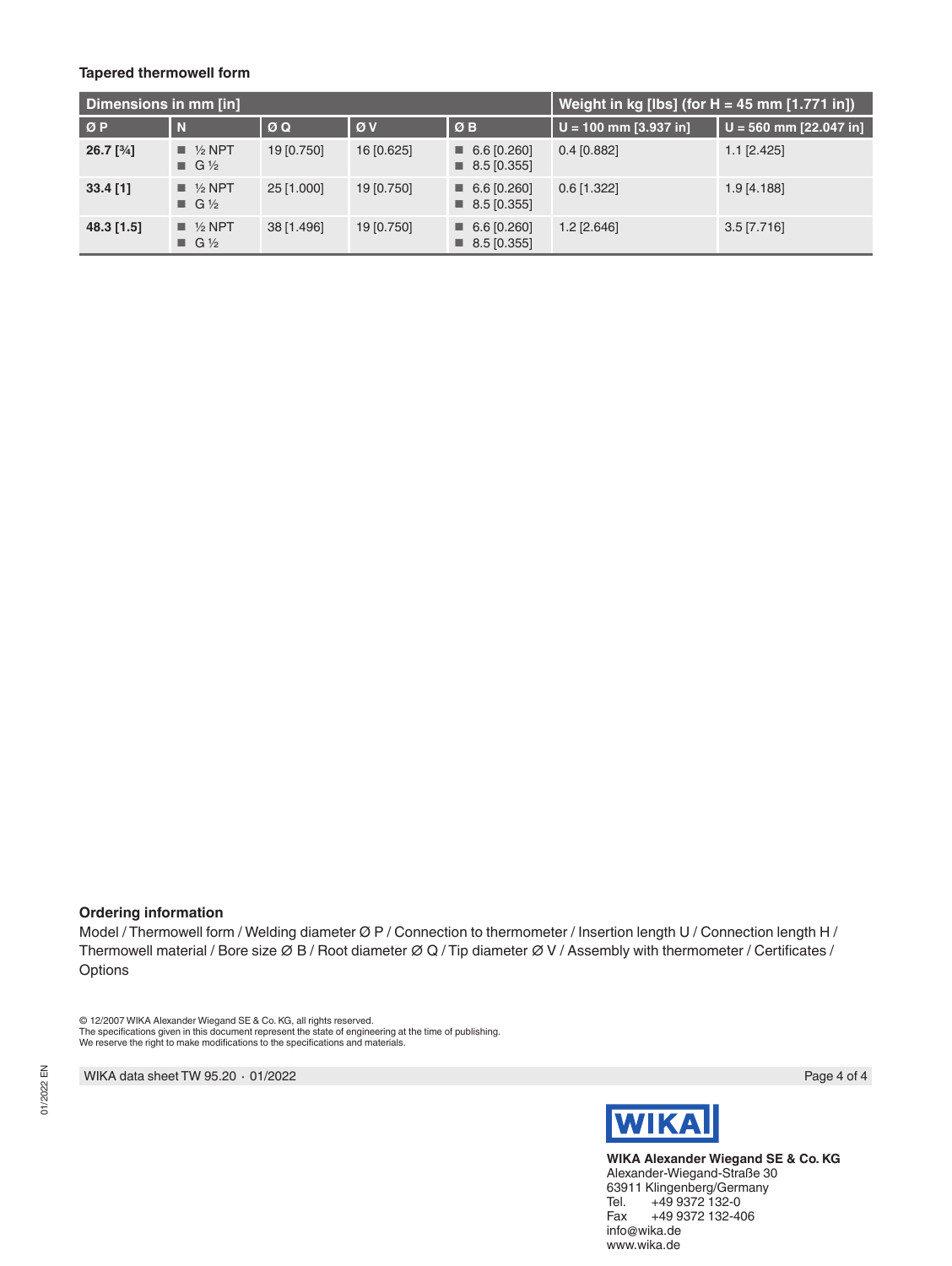### Tapered thermowell form

| Dimensions in mm [in] | | | | | Weight in kg [lbs] (for H = 45 mm [1.771 in]) | |
|---|---|---|---|---|---|---|
| Ø P | N | Ø Q | Ø V | Ø B | U = 100 mm [3.937 in] | U = 560 mm [22.047 in] |
| **26.7 [¾]** | ■ ½ NPT<br>■ G ½ | 19 [0.750] | 16 [0.625] | ■ 6.6 [0.260]<br>■ 8.5 [0.355] | 0.4 [0.882] | 1.1 [2.425] |
| **33.4 [1]** | ■ ½ NPT<br>■ G ½ | 25 [1.000] | 19 [0.750] | ■ 6.6 [0.260]<br>■ 8.5 [0.355] | 0.6 [1.322] | 1.9 [4.188] |
| **48.3 [1.5]** | ■ ½ NPT<br>■ G ½ | 38 [1.496] | 19 [0.750] | ■ 6.6 [0.260]<br>■ 8.5 [0.355] | 1.2 [2.646] | 3.5 [7.716] |

### Ordering information

Model / Thermowell form / Welding diameter Ø P / Connection to thermometer / Insertion length U / Connection length H / Thermowell material / Bore size Ø B / Root diameter Ø Q / Tip diameter Ø V / Assembly with thermometer / Certificates / Options

© 12/2007 WIKA Alexander Wiegand SE & Co. KG, all rights reserved.
The specifications given in this document represent the state of engineering at the time of publishing.
We reserve the right to make modifications to the specifications and materials.

**WIKA Alexander Wiegand SE & Co. KG**
Alexander-Wiegand-Straße 30
63911 Klingenberg/Germany
Tel. +49 9372 132-0
Fax +49 9372 132-406
info@wika.de
www.wika.de